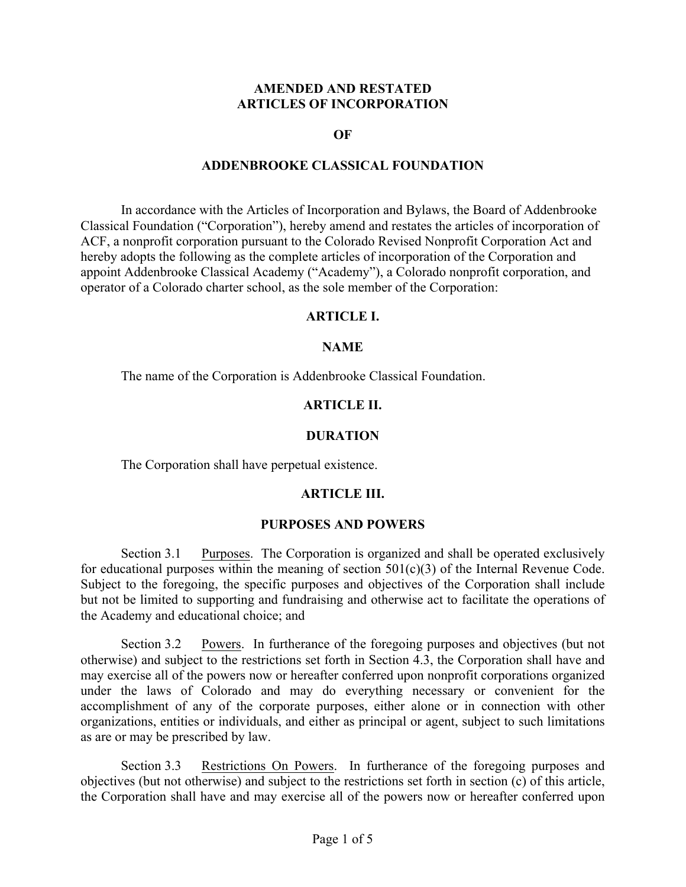# AMENDED AND RESTATED ARTICLES OF INCORPORATION

# OF

# ADDENBROOKE CLASSICAL FOUNDATION

In accordance with the Articles of Incorporation and Bylaws, the Board of Addenbrooke Classical Foundation ("Corporation"), hereby amend and restates the articles of incorporation of ACF, a nonprofit corporation pursuant to the Colorado Revised Nonprofit Corporation Act and hereby adopts the following as the complete articles of incorporation of the Corporation and appoint Addenbrooke Classical Academy ("Academy"), a Colorado nonprofit corporation, and operator of a Colorado charter school, as the sole member of the Corporation:

## ARTICLE I.

## NAME

The name of the Corporation is Addenbrooke Classical Foundation.

## ARTICLE II.

## DURATION

The Corporation shall have perpetual existence.

## ARTICLE III.

## PURPOSES AND POWERS

Section 3.1 Purposes. The Corporation is organized and shall be operated exclusively for educational purposes within the meaning of section 501(c)(3) of the Internal Revenue Code. Subject to the foregoing, the specific purposes and objectives of the Corporation shall include but not be limited to supporting and fundraising and otherwise act to facilitate the operations of the Academy and educational choice; and

Section 3.2 Powers. In furtherance of the foregoing purposes and objectives (but not otherwise) and subject to the restrictions set forth in Section 4.3, the Corporation shall have and may exercise all of the powers now or hereafter conferred upon nonprofit corporations organized under the laws of Colorado and may do everything necessary or convenient for the accomplishment of any of the corporate purposes, either alone or in connection with other organizations, entities or individuals, and either as principal or agent, subject to such limitations as are or may be prescribed by law.

Section 3.3 Restrictions On Powers. In furtherance of the foregoing purposes and objectives (but not otherwise) and subject to the restrictions set forth in section (c) of this article, the Corporation shall have and may exercise all of the powers now or hereafter conferred upon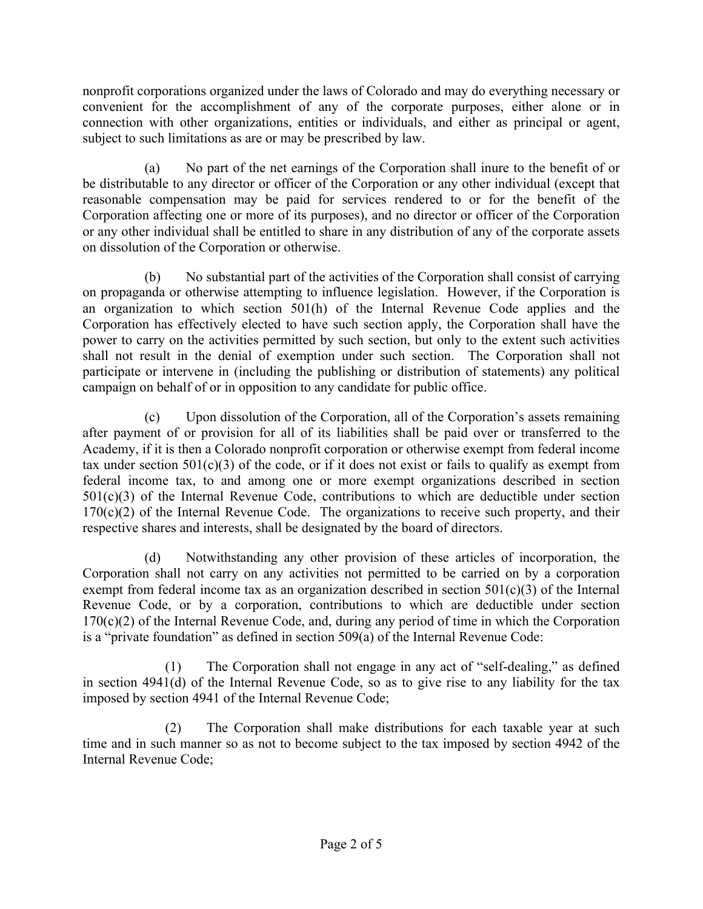nonprofit corporations organized under the laws of Colorado and may do everything necessary or convenient for the accomplishment of any of the corporate purposes, either alone or in connection with other organizations, entities or individuals, and either as principal or agent, subject to such limitations as are or may be prescribed by law.

(a) No part of the net earnings of the Corporation shall inure to the benefit of or be distributable to any director or officer of the Corporation or any other individual (except that reasonable compensation may be paid for services rendered to or for the benefit of the Corporation affecting one or more of its purposes), and no director or officer of the Corporation or any other individual shall be entitled to share in any distribution of any of the corporate assets on dissolution of the Corporation or otherwise.

(b) No substantial part of the activities of the Corporation shall consist of carrying on propaganda or otherwise attempting to influence legislation. However, if the Corporation is an organization to which section 501(h) of the Internal Revenue Code applies and the Corporation has effectively elected to have such section apply, the Corporation shall have the power to carry on the activities permitted by such section, but only to the extent such activities shall not result in the denial of exemption under such section. The Corporation shall not participate or intervene in (including the publishing or distribution of statements) any political campaign on behalf of or in opposition to any candidate for public office.

(c) Upon dissolution of the Corporation, all of the Corporation's assets remaining after payment of or provision for all of its liabilities shall be paid over or transferred to the Academy, if it is then a Colorado nonprofit corporation or otherwise exempt from federal income tax under section 501(c)(3) of the code, or if it does not exist or fails to qualify as exempt from federal income tax, to and among one or more exempt organizations described in section 501(c)(3) of the Internal Revenue Code, contributions to which are deductible under section 170(c)(2) of the Internal Revenue Code. The organizations to receive such property, and their respective shares and interests, shall be designated by the board of directors.

(d) Notwithstanding any other provision of these articles of incorporation, the Corporation shall not carry on any activities not permitted to be carried on by a corporation exempt from federal income tax as an organization described in section 501(c)(3) of the Internal Revenue Code, or by a corporation, contributions to which are deductible under section 170(c)(2) of the Internal Revenue Code, and, during any period of time in which the Corporation is a "private foundation" as defined in section 509(a) of the Internal Revenue Code:

(1) The Corporation shall not engage in any act of "self-dealing," as defined in section 4941(d) of the Internal Revenue Code, so as to give rise to any liability for the tax imposed by section 4941 of the Internal Revenue Code;

(2) The Corporation shall make distributions for each taxable year at such time and in such manner so as not to become subject to the tax imposed by section 4942 of the Internal Revenue Code;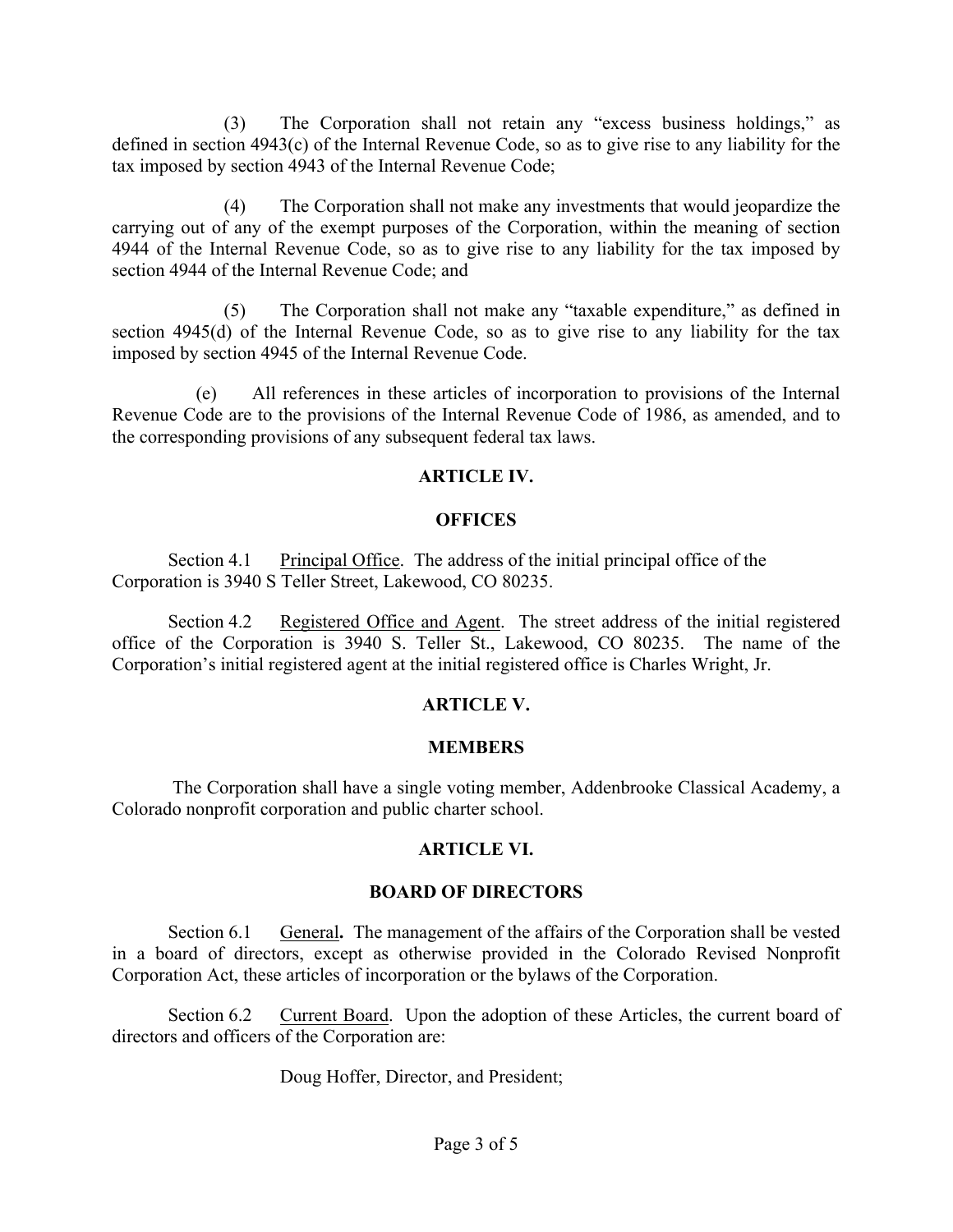(3) The Corporation shall not retain any "excess business holdings," as defined in section 4943(c) of the Internal Revenue Code, so as to give rise to any liability for the tax imposed by section 4943 of the Internal Revenue Code;

(4) The Corporation shall not make any investments that would jeopardize the carrying out of any of the exempt purposes of the Corporation, within the meaning of section 4944 of the Internal Revenue Code, so as to give rise to any liability for the tax imposed by section 4944 of the Internal Revenue Code; and

(5) The Corporation shall not make any "taxable expenditure," as defined in section 4945(d) of the Internal Revenue Code, so as to give rise to any liability for the tax imposed by section 4945 of the Internal Revenue Code.

(e) All references in these articles of incorporation to provisions of the Internal Revenue Code are to the provisions of the Internal Revenue Code of 1986, as amended, and to the corresponding provisions of any subsequent federal tax laws.

## ARTICLE IV.

## OFFICES

Section 4.1 Principal Office. The address of the initial principal office of the Corporation is 3940 S Teller Street, Lakewood, CO 80235.

Section 4.2 Registered Office and Agent. The street address of the initial registered office of the Corporation is 3940 S. Teller St., Lakewood, CO 80235. The name of the Corporation's initial registered agent at the initial registered office is Charles Wright, Jr.

## ARTICLE V.

## MEMBERS

The Corporation shall have a single voting member, Addenbrooke Classical Academy, a Colorado nonprofit corporation and public charter school.

## ARTICLE VI.

## BOARD OF DIRECTORS

Section 6.1 General**.** The management of the affairs of the Corporation shall be vested in a board of directors, except as otherwise provided in the Colorado Revised Nonprofit Corporation Act, these articles of incorporation or the bylaws of the Corporation.

Section 6.2 Current Board. Upon the adoption of these Articles, the current board of directors and officers of the Corporation are:

Doug Hoffer, Director, and President;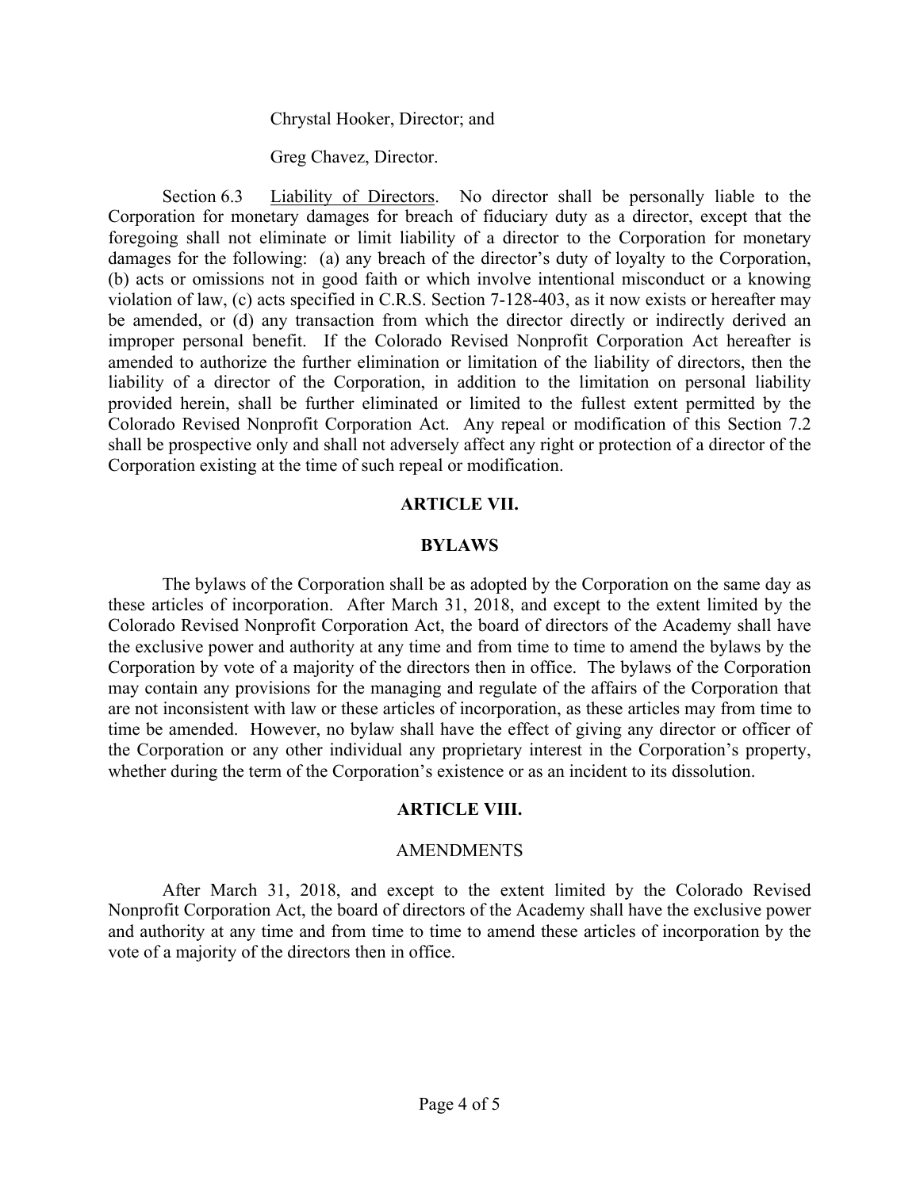Chrystal Hooker, Director; and

Greg Chavez, Director.

Section 6.3 Liability of Directors. No director shall be personally liable to the Corporation for monetary damages for breach of fiduciary duty as a director, except that the foregoing shall not eliminate or limit liability of a director to the Corporation for monetary damages for the following: (a) any breach of the director's duty of loyalty to the Corporation, (b) acts or omissions not in good faith or which involve intentional misconduct or a knowing violation of law, (c) acts specified in C.R.S. Section 7-128-403, as it now exists or hereafter may be amended, or (d) any transaction from which the director directly or indirectly derived an improper personal benefit. If the Colorado Revised Nonprofit Corporation Act hereafter is amended to authorize the further elimination or limitation of the liability of directors, then the liability of a director of the Corporation, in addition to the limitation on personal liability provided herein, shall be further eliminated or limited to the fullest extent permitted by the Colorado Revised Nonprofit Corporation Act. Any repeal or modification of this Section 7.2 shall be prospective only and shall not adversely affect any right or protection of a director of the Corporation existing at the time of such repeal or modification.

## ARTICLE VII.

## BYLAWS

The bylaws of the Corporation shall be as adopted by the Corporation on the same day as these articles of incorporation. After March 31, 2018, and except to the extent limited by the Colorado Revised Nonprofit Corporation Act, the board of directors of the Academy shall have the exclusive power and authority at any time and from time to time to amend the bylaws by the Corporation by vote of a majority of the directors then in office. The bylaws of the Corporation may contain any provisions for the managing and regulate of the affairs of the Corporation that are not inconsistent with law or these articles of incorporation, as these articles may from time to time be amended. However, no bylaw shall have the effect of giving any director or officer of the Corporation or any other individual any proprietary interest in the Corporation's property, whether during the term of the Corporation's existence or as an incident to its dissolution.

## ARTICLE VIII.

## AMENDMENTS

After March 31, 2018, and except to the extent limited by the Colorado Revised Nonprofit Corporation Act, the board of directors of the Academy shall have the exclusive power and authority at any time and from time to time to amend these articles of incorporation by the vote of a majority of the directors then in office.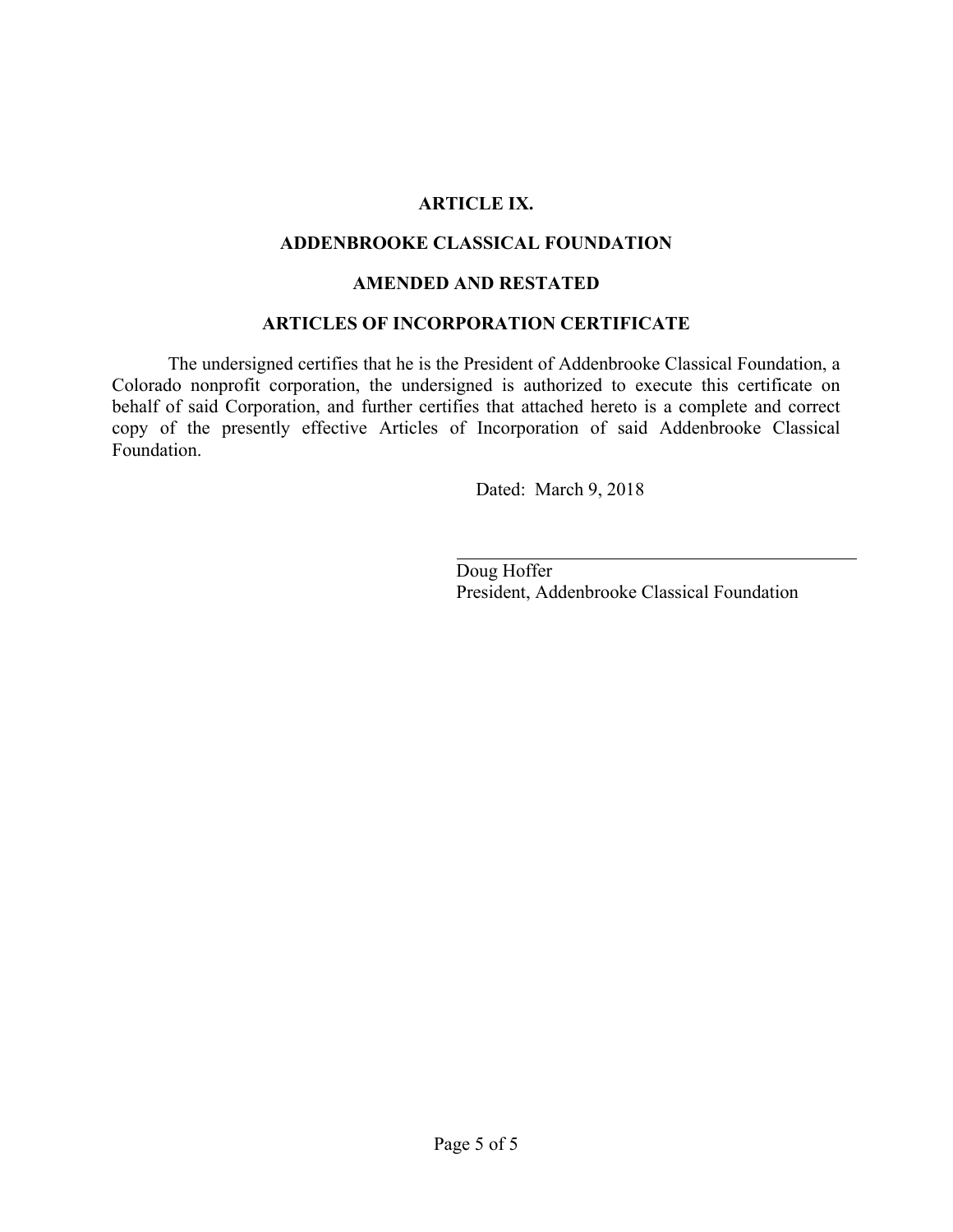## ARTICLE IX.

## ADDENBROOKE CLASSICAL FOUNDATION

## AMENDED AND RESTATED

## ARTICLES OF INCORPORATION CERTIFICATE

The undersigned certifies that he is the President of Addenbrooke Classical Foundation, a Colorado nonprofit corporation, the undersigned is authorized to execute this certificate on behalf of said Corporation, and further certifies that attached hereto is a complete and correct copy of the presently effective Articles of Incorporation of said Addenbrooke Classical Foundation.

Dated: March 9, 2018

\_\_\_\_\_\_\_\_\_\_\_\_\_\_\_\_\_\_\_\_\_\_\_\_\_\_\_\_\_\_\_\_\_\_\_\_\_\_\_\_

Doug Hoffer
President, Addenbrooke Classical Foundation